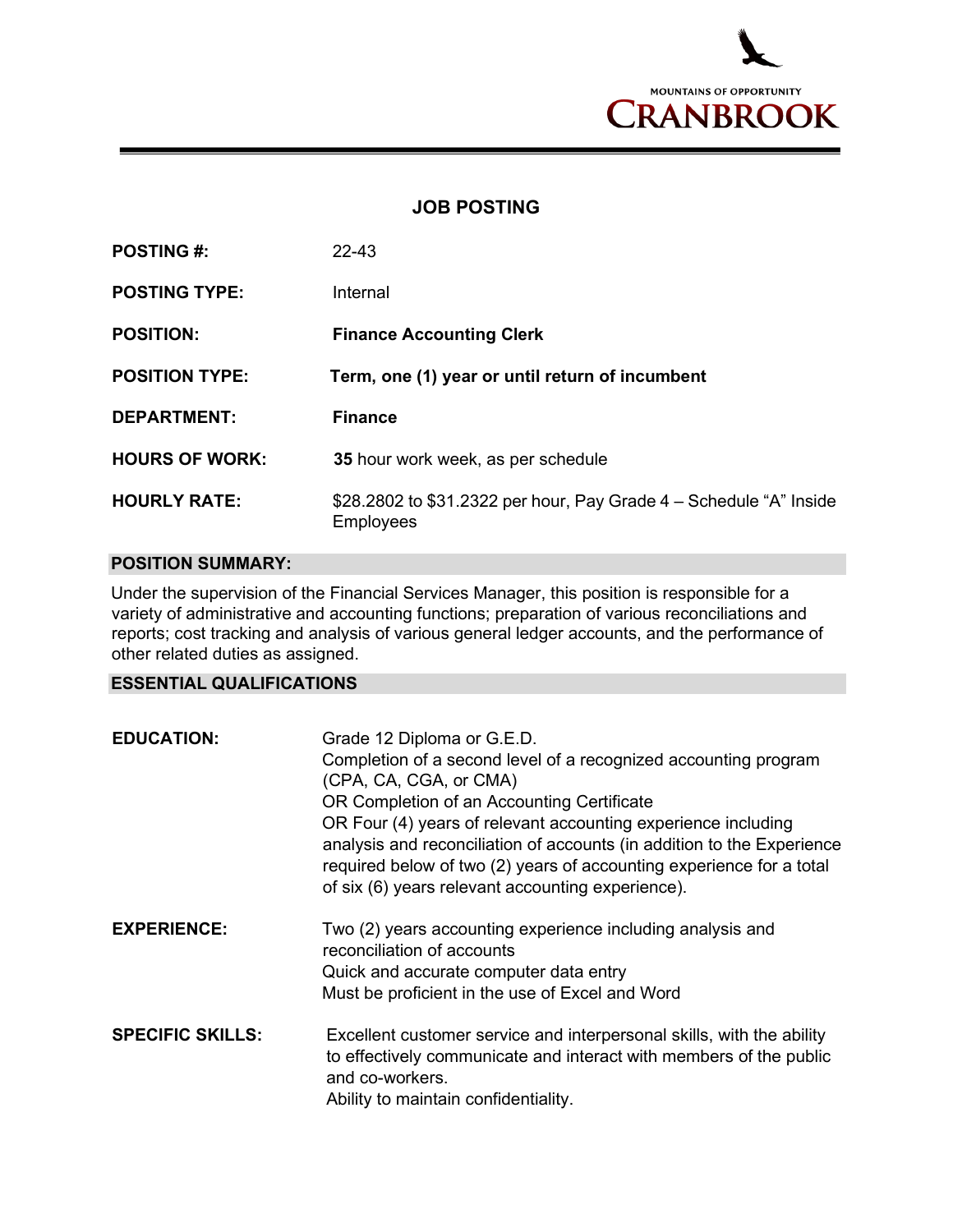MOUNTAINS OF OPPORTUNITY

CRANBROOK

# JOB POSTING

**POSTING #:** 22-43

**POSTING TYPE:** Internal

**POSITION:** **Finance Accounting Clerk**

**POSITION TYPE:** **Term, one (1) year or until return of incumbent**

**DEPARTMENT:** **Finance**

**HOURS OF WORK:** **35** hour work week, as per schedule

**HOURLY RATE:** $28.2802 to $31.2322 per hour, Pay Grade 4 – Schedule "A" Inside Employees

## POSITION SUMMARY:

Under the supervision of the Financial Services Manager, this position is responsible for a variety of administrative and accounting functions; preparation of various reconciliations and reports; cost tracking and analysis of various general ledger accounts, and the performance of other related duties as assigned.

## ESSENTIAL QUALIFICATIONS

**EDUCATION:**

Grade 12 Diploma or G.E.D.
Completion of a second level of a recognized accounting program (CPA, CA, CGA, or CMA)
OR Completion of an Accounting Certificate
OR Four (4) years of relevant accounting experience including analysis and reconciliation of accounts (in addition to the Experience required below of two (2) years of accounting experience for a total of six (6) years relevant accounting experience).

**EXPERIENCE:**

Two (2) years accounting experience including analysis and reconciliation of accounts
Quick and accurate computer data entry
Must be proficient in the use of Excel and Word

**SPECIFIC SKILLS:**

Excellent customer service and interpersonal skills, with the ability to effectively communicate and interact with members of the public and co-workers.
Ability to maintain confidentiality.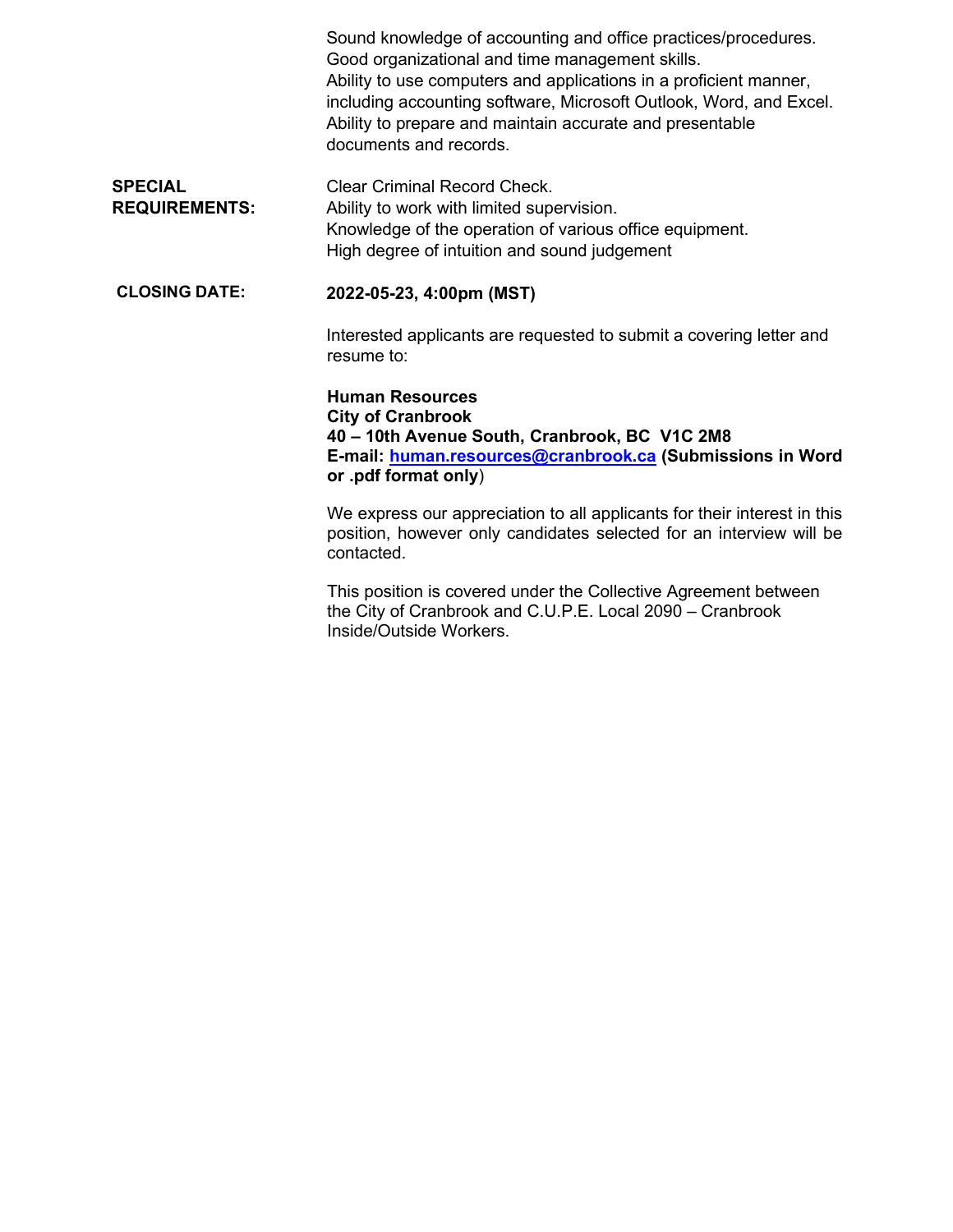Sound knowledge of accounting and office practices/procedures.
Good organizational and time management skills.
Ability to use computers and applications in a proficient manner, including accounting software, Microsoft Outlook, Word, and Excel.
Ability to prepare and maintain accurate and presentable documents and records.

**SPECIAL REQUIREMENTS:**

Clear Criminal Record Check.
Ability to work with limited supervision.
Knowledge of the operation of various office equipment.
High degree of intuition and sound judgement

**CLOSING DATE:** **2022-05-23, 4:00pm (MST)**

Interested applicants are requested to submit a covering letter and resume to:

**Human Resources**
**City of Cranbrook**
**40 – 10th Avenue South, Cranbrook, BC V1C 2M8**
**E-mail: human.resources@cranbrook.ca (Submissions in Word or .pdf format only**)

We express our appreciation to all applicants for their interest in this position, however only candidates selected for an interview will be contacted.

This position is covered under the Collective Agreement between the City of Cranbrook and C.U.P.E. Local 2090 – Cranbrook Inside/Outside Workers.